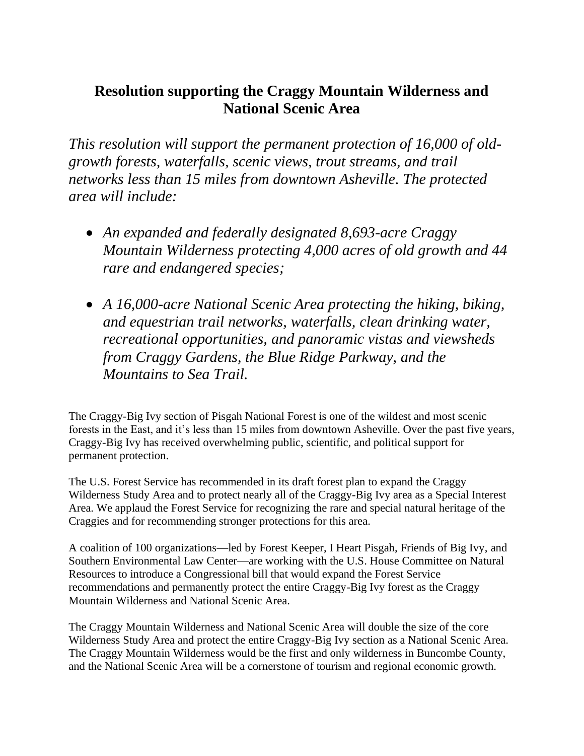# Resolution supporting the Craggy Mountain Wilderness and National Scenic Area

*This resolution will support the permanent protection of 16,000 of old-growth forests, waterfalls, scenic views, trout streams, and trail networks less than 15 miles from downtown Asheville. The protected area will include:*

- *An expanded and federally designated 8,693-acre Craggy Mountain Wilderness protecting 4,000 acres of old growth and 44 rare and endangered species;*
- *A 16,000-acre National Scenic Area protecting the hiking, biking, and equestrian trail networks, waterfalls, clean drinking water, recreational opportunities, and panoramic vistas and viewsheds from Craggy Gardens, the Blue Ridge Parkway, and the Mountains to Sea Trail.*

The Craggy-Big Ivy section of Pisgah National Forest is one of the wildest and most scenic forests in the East, and it's less than 15 miles from downtown Asheville. Over the past five years, Craggy-Big Ivy has received overwhelming public, scientific, and political support for permanent protection.

The U.S. Forest Service has recommended in its draft forest plan to expand the Craggy Wilderness Study Area and to protect nearly all of the Craggy-Big Ivy area as a Special Interest Area. We applaud the Forest Service for recognizing the rare and special natural heritage of the Craggies and for recommending stronger protections for this area.

A coalition of 100 organizations—led by Forest Keeper, I Heart Pisgah, Friends of Big Ivy, and Southern Environmental Law Center—are working with the U.S. House Committee on Natural Resources to introduce a Congressional bill that would expand the Forest Service recommendations and permanently protect the entire Craggy-Big Ivy forest as the Craggy Mountain Wilderness and National Scenic Area.

The Craggy Mountain Wilderness and National Scenic Area will double the size of the core Wilderness Study Area and protect the entire Craggy-Big Ivy section as a National Scenic Area. The Craggy Mountain Wilderness would be the first and only wilderness in Buncombe County, and the National Scenic Area will be a cornerstone of tourism and regional economic growth.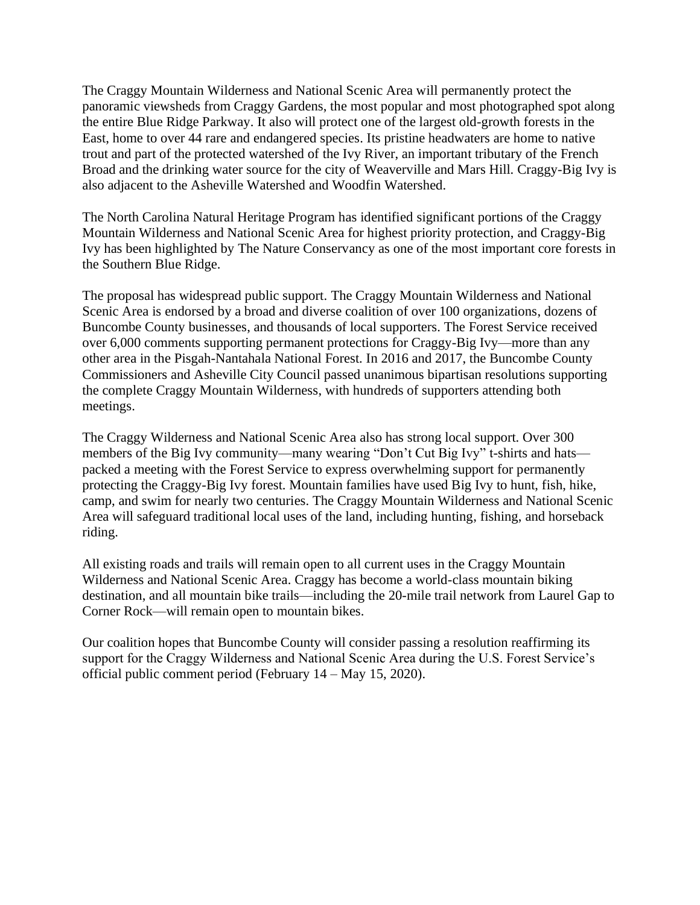The Craggy Mountain Wilderness and National Scenic Area will permanently protect the panoramic viewsheds from Craggy Gardens, the most popular and most photographed spot along the entire Blue Ridge Parkway. It also will protect one of the largest old-growth forests in the East, home to over 44 rare and endangered species. Its pristine headwaters are home to native trout and part of the protected watershed of the Ivy River, an important tributary of the French Broad and the drinking water source for the city of Weaverville and Mars Hill. Craggy-Big Ivy is also adjacent to the Asheville Watershed and Woodfin Watershed.

The North Carolina Natural Heritage Program has identified significant portions of the Craggy Mountain Wilderness and National Scenic Area for highest priority protection, and Craggy-Big Ivy has been highlighted by The Nature Conservancy as one of the most important core forests in the Southern Blue Ridge.

The proposal has widespread public support. The Craggy Mountain Wilderness and National Scenic Area is endorsed by a broad and diverse coalition of over 100 organizations, dozens of Buncombe County businesses, and thousands of local supporters. The Forest Service received over 6,000 comments supporting permanent protections for Craggy-Big Ivy—more than any other area in the Pisgah-Nantahala National Forest. In 2016 and 2017, the Buncombe County Commissioners and Asheville City Council passed unanimous bipartisan resolutions supporting the complete Craggy Mountain Wilderness, with hundreds of supporters attending both meetings.

The Craggy Wilderness and National Scenic Area also has strong local support. Over 300 members of the Big Ivy community—many wearing "Don't Cut Big Ivy" t-shirts and hats—packed a meeting with the Forest Service to express overwhelming support for permanently protecting the Craggy-Big Ivy forest. Mountain families have used Big Ivy to hunt, fish, hike, camp, and swim for nearly two centuries. The Craggy Mountain Wilderness and National Scenic Area will safeguard traditional local uses of the land, including hunting, fishing, and horseback riding.

All existing roads and trails will remain open to all current uses in the Craggy Mountain Wilderness and National Scenic Area. Craggy has become a world-class mountain biking destination, and all mountain bike trails—including the 20-mile trail network from Laurel Gap to Corner Rock—will remain open to mountain bikes.

Our coalition hopes that Buncombe County will consider passing a resolution reaffirming its support for the Craggy Wilderness and National Scenic Area during the U.S. Forest Service's official public comment period (February 14 – May 15, 2020).